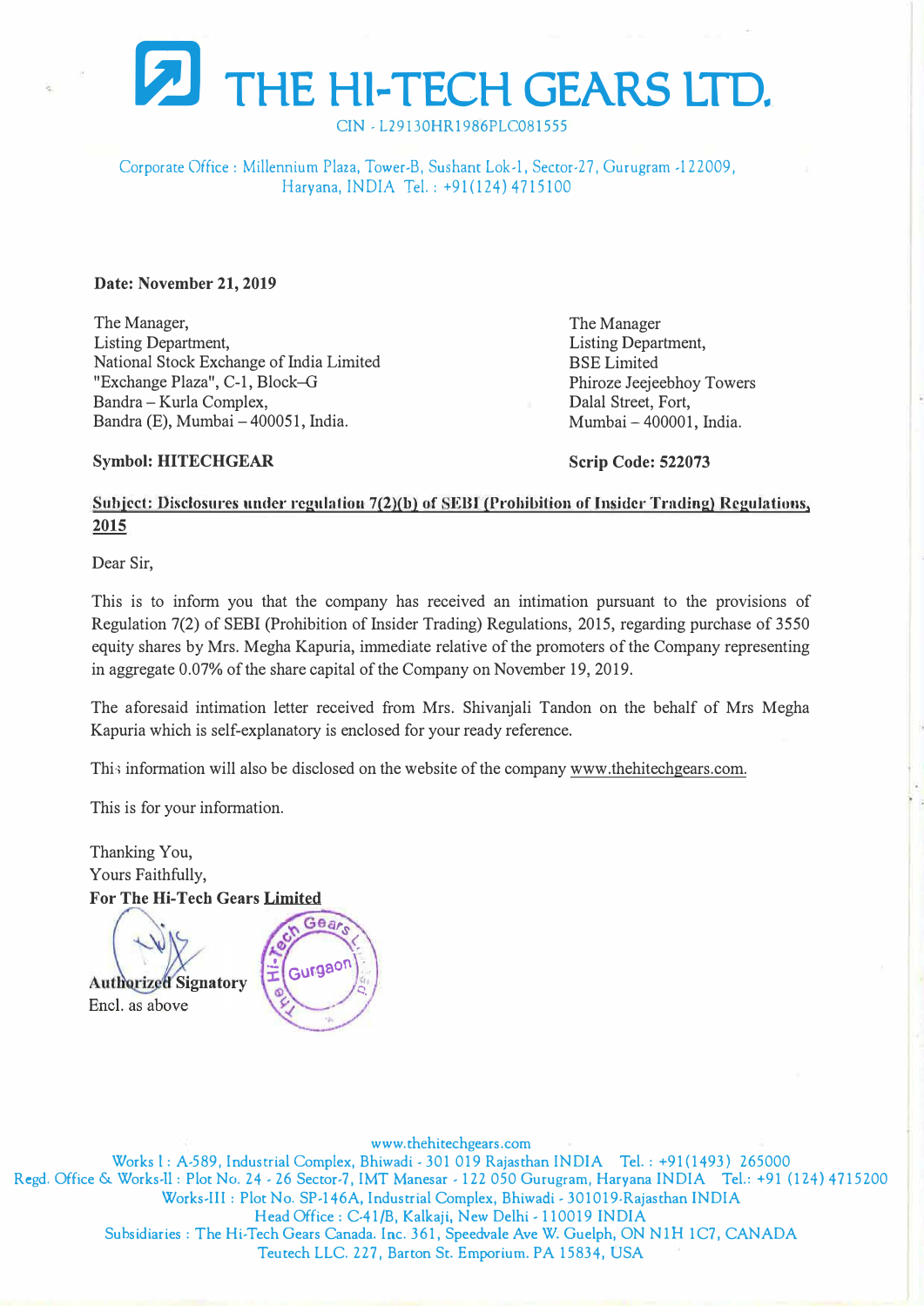# THE HI-TECH GEARS LTD.

CIN - L29130HR1986PLC081555

Corporate Office : Millennium Plaza, Tower-B, Sushant Lok-1, Sector-27, Gurugram -122009, Haryana, INDIA Tel. : +91(124) 4715100

**Date: November 21, 2019**

The Manager,
Listing Department,
National Stock Exchange of India Limited
"Exchange Plaza", C-1, Block–G
Bandra – Kurla Complex,
Bandra (E), Mumbai – 400051, India.

**Symbol: HITECHGEAR**

The Manager
Listing Department,
BSE Limited
Phiroze Jeejeebhoy Towers
Dalal Street, Fort,
Mumbai – 400001, India.

**Scrip Code: 522073**

**Subject: Disclosures under regulation 7(2)(b) of SEBI (Prohibition of Insider Trading) Regulations, 2015**

Dear Sir,

This is to inform you that the company has received an intimation pursuant to the provisions of Regulation 7(2) of SEBI (Prohibition of Insider Trading) Regulations, 2015, regarding purchase of 3550 equity shares by Mrs. Megha Kapuria, immediate relative of the promoters of the Company representing in aggregate 0.07% of the share capital of the Company on November 19, 2019.

The aforesaid intimation letter received from Mrs. Shivanjali Tandon on the behalf of Mrs Megha Kapuria which is self-explanatory is enclosed for your ready reference.

This information will also be disclosed on the website of the company www.thehitechgears.com.

This is for your information.

Thanking You,
Yours Faithfully,
**For The Hi-Tech Gears Limited**

**Authorized Signatory**
Encl. as above

www.thehitechgears.com
Works I : A-589, Industrial Complex, Bhiwadi - 301 019 Rajasthan INDIA Tel. : +91(1493) 265000
Regd. Office & Works-II : Plot No. 24 - 26 Sector-7, IMT Manesar - 122 050 Gurugram, Haryana INDIA Tel.: +91 (124) 4715200
Works-III : Plot No. SP-146A, Industrial Complex, Bhiwadi - 301019-Rajasthan INDIA
Head Office : C-41/B, Kalkaji, New Delhi - 110019 INDIA
Subsidiaries : The Hi-Tech Gears Canada. Inc. 361, Speedvale Ave W. Guelph, ON N1H 1C7, CANADA
Teutech LLC. 227, Barton St. Emporium. PA 15834, USA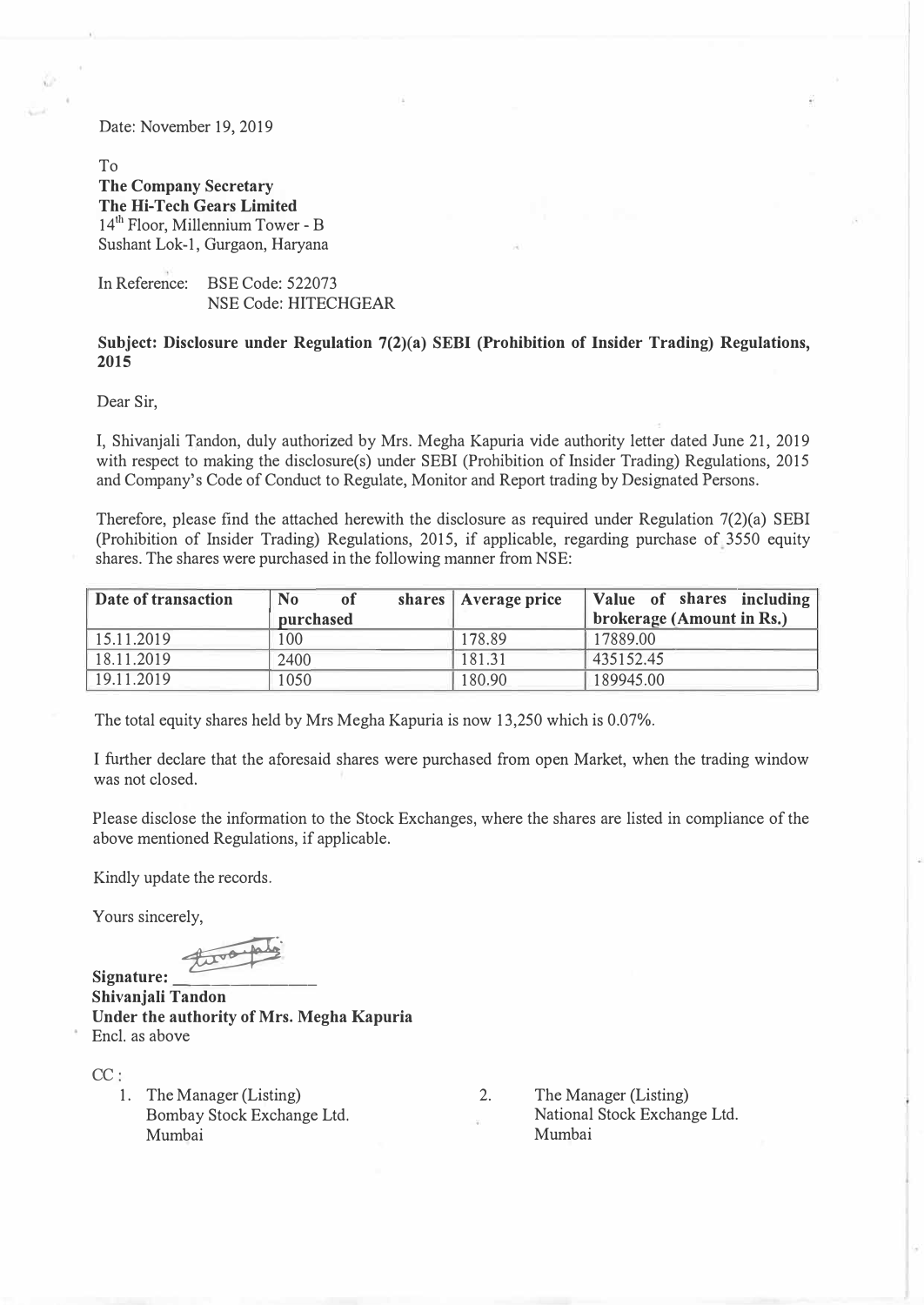Date: November 19, 2019

To

**The Company Secretary**
**The Hi-Tech Gears Limited**
14th Floor, Millennium Tower - B
Sushant Lok-1, Gurgaon, Haryana

In Reference: BSE Code: 522073
NSE Code: HITECHGEAR

**Subject: Disclosure under Regulation 7(2)(a) SEBI (Prohibition of Insider Trading) Regulations, 2015**

Dear Sir,

I, Shivanjali Tandon, duly authorized by Mrs. Megha Kapuria vide authority letter dated June 21, 2019 with respect to making the disclosure(s) under SEBI (Prohibition of Insider Trading) Regulations, 2015 and Company's Code of Conduct to Regulate, Monitor and Report trading by Designated Persons.

Therefore, please find the attached herewith the disclosure as required under Regulation 7(2)(a) SEBI (Prohibition of Insider Trading) Regulations, 2015, if applicable, regarding purchase of 3550 equity shares. The shares were purchased in the following manner from NSE:

| Date of transaction | No of shares purchased | Average price | Value of shares including brokerage (Amount in Rs.) |
|---|---|---|---|
| 15.11.2019 | 100 | 178.89 | 17889.00 |
| 18.11.2019 | 2400 | 181.31 | 435152.45 |
| 19.11.2019 | 1050 | 180.90 | 189945.00 |

The total equity shares held by Mrs Megha Kapuria is now 13,250 which is 0.07%.

I further declare that the aforesaid shares were purchased from open Market, when the trading window was not closed.

Please disclose the information to the Stock Exchanges, where the shares are listed in compliance of the above mentioned Regulations, if applicable.

Kindly update the records.

Yours sincerely,

**Signature:** \_\_\_\_\_\_\_\_\_\_\_\_\_\_
**Shivanjali Tandon**
**Under the authority of Mrs. Megha Kapuria**
Encl. as above

CC :

1. The Manager (Listing)
   Bombay Stock Exchange Ltd.
   Mumbai

2. The Manager (Listing)
   National Stock Exchange Ltd.
   Mumbai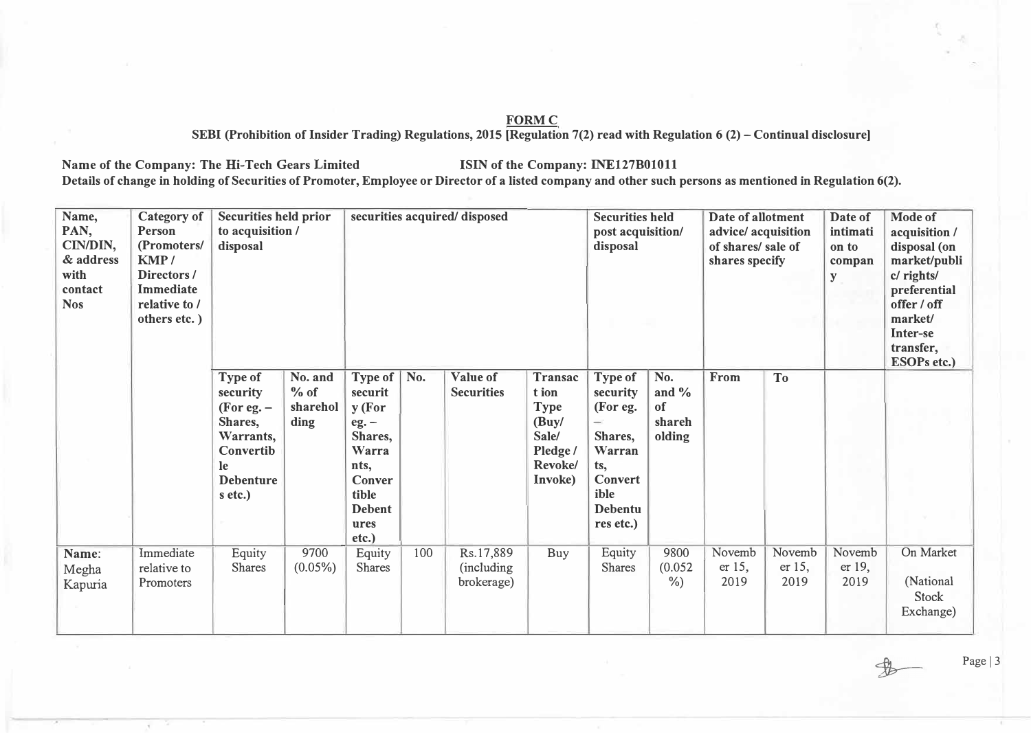**FORM C**

**SEBI (Prohibition of Insider Trading) Regulations, 2015 [Regulation 7(2) read with Regulation 6 (2) – Continual disclosure]**

**Name of the Company: The Hi-Tech Gears Limited** **ISIN of the Company: INE127B01011**

**Details of change in holding of Securities of Promoter, Employee or Director of a listed company and other such persons as mentioned in Regulation 6(2).**

| Name, PAN, CIN/DIN, & address with contact Nos | Category of Person (Promoters/ KMP / Directors / Immediate relative to / others etc. ) | Securities held prior to acquisition / disposal | | securities acquired/ disposed | | | | Securities held post acquisition/ disposal | | Date of allotment advice/ acquisition of shares/ sale of shares specify | | Date of intimation to company | Mode of acquisition / disposal (on market/public/ rights/ preferential offer / off market/ Inter-se transfer, ESOPs etc.) |
|---|---|---|---|---|---|---|---|---|---|---|---|---|---|
| | | Type of security (For eg. – Shares, Warrants, Convertible Debentures etc.) | No. and % of shareholding | Type of security (For eg. – Shares, Warrants, Convertible Debentures etc.) | No. | Value of Securities | Transaction Type (Buy/ Sale/ Pledge / Revoke/ Invoke) | Type of security (For eg. – Shares, Warrants, Convertible Debentures etc.) | No. and % of shareholding | From | To | | |
| **Name**: Megha Kapuria | Immediate relative to Promoters | Equity Shares | 9700 (0.05%) | Equity Shares | 100 | Rs.17,889 (including brokerage) | Buy | Equity Shares | 9800 (0.052 %) | November 15, 2019 | November 15, 2019 | November 19, 2019 | On Market (National Stock Exchange) |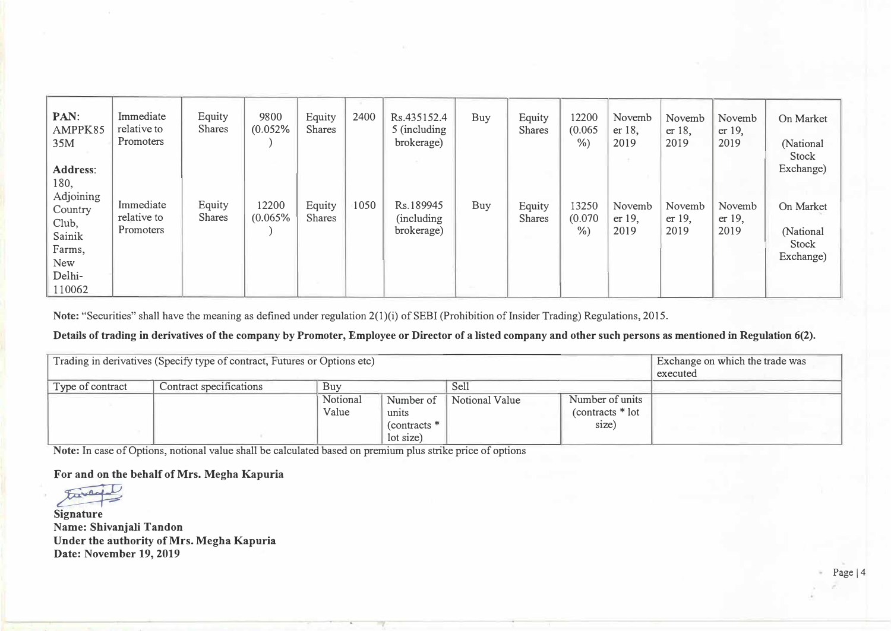| | | | | | | | | | | | | | |
|---|---|---|---|---|---|---|---|---|---|---|---|---|---|
| **PAN**: AMPPK8535M<br><br>**Address**: 180, Adjoining Country Club, Sainik Farms, New Delhi-110062 | Immediate relative to Promoters | Equity Shares | 9800 (0.052%) | Equity Shares | 2400 | Rs.435152.45 (including brokerage) | Buy | Equity Shares | 12200 (0.065 %) | November 18, 2019 | November 18, 2019 | November 19, 2019 | On Market (National Stock Exchange) |
| | Immediate relative to Promoters | Equity Shares | 12200 (0.065%) | Equity Shares | 1050 | Rs.189945 (including brokerage) | Buy | Equity Shares | 13250 (0.070 %) | November 19, 2019 | November 19, 2019 | November 19, 2019 | On Market (National Stock Exchange) |

**Note:** "Securities" shall have the meaning as defined under regulation 2(1)(i) of SEBI (Prohibition of Insider Trading) Regulations, 2015.

**Details of trading in derivatives of the company by Promoter, Employee or Director of a listed company and other such persons as mentioned in Regulation 6(2).**

| Trading in derivatives (Specify type of contract, Futures or Options etc) | | | | | | Exchange on which the trade was executed |
|---|---|---|---|---|---|---|
| Type of contract | Contract specifications | Buy | | Sell | | |
| | | Notional Value | Number of units (contracts * lot size) | Notional Value | Number of units (contracts * lot size) | |
| | | | | | | |

**Note:** In case of Options, notional value shall be calculated based on premium plus strike price of options

**For and on the behalf of Mrs. Megha Kapuria**

**Signature**
**Name: Shivanjali Tandon**
**Under the authority of Mrs. Megha Kapuria**
**Date: November 19, 2019**